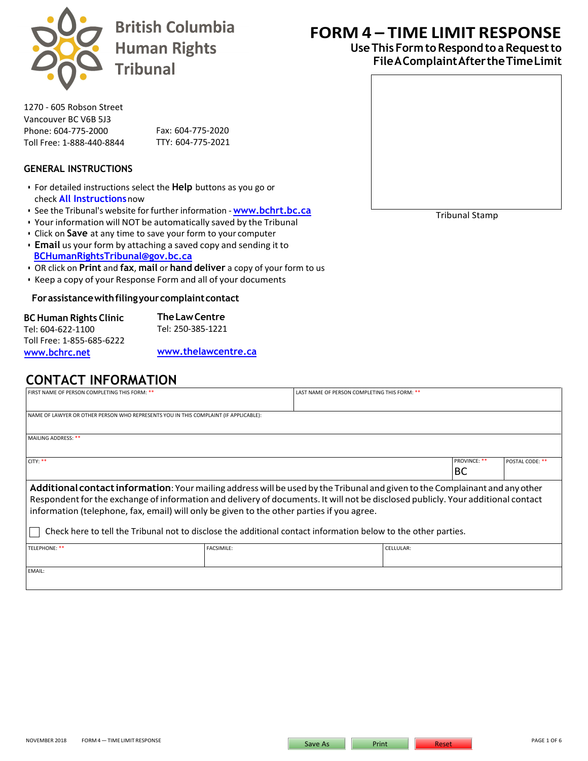# British Columbia Human Rights Tribunal

# FORM 4 – TIME LIMIT RESPONSE

## Use This Form to Respond to a Request to File A Complaint After the Time Limit

Tribunal Stamp

1270 - 605 Robson Street
Vancouver BC V6B 5J3
Phone: 604-775-2000
Toll Free: 1-888-440-8844
Fax: 604-775-2020
TTY: 604-775-2021

### GENERAL INSTRUCTIONS

- For detailed instructions select the **Help** buttons as you go or check **All Instructions** now
- See the Tribunal's website for further information - **www.bchrt.bc.ca**
- Your information will NOT be automatically saved by the Tribunal
- Click on **Save** at any time to save your form to your computer
- **Email** us your form by attaching a saved copy and sending it to **BCHumanRightsTribunal@gov.bc.ca**
- OR click on **Print** and **fax**, **mail** or **hand deliver** a copy of your form to us
- Keep a copy of your Response Form and all of your documents

**For assistance with filing your complaint contact**

**BC Human Rights Clinic**
Tel: 604-622-1100
Toll Free: 1-855-685-6222
www.bchrc.net

**The Law Centre**
Tel: 250-385-1221
www.thelawcentre.ca

## CONTACT INFORMATION

| FIRST NAME OF PERSON COMPLETING THIS FORM: ** | LAST NAME OF PERSON COMPLETING THIS FORM: ** | |
|---|---|---|
| NAME OF LAWYER OR OTHER PERSON WHO REPRESENTS YOU IN THIS COMPLAINT (IF APPLICABLE): | | |
| MAILING ADDRESS: ** | | |
| CITY: ** | PROVINCE: ** BC | POSTAL CODE: ** |

**Additional contact information**: Your mailing address will be used by the Tribunal and given to the Complainant and any other Respondent for the exchange of information and delivery of documents. It will not be disclosed publicly. Your additional contact information (telephone, fax, email) will only be given to the other parties if you agree.

☐ Check here to tell the Tribunal not to disclose the additional contact information below to the other parties.

| TELEPHONE: ** | FACSIMILE: | CELLULAR: |
|---|---|---|
| EMAIL: | | |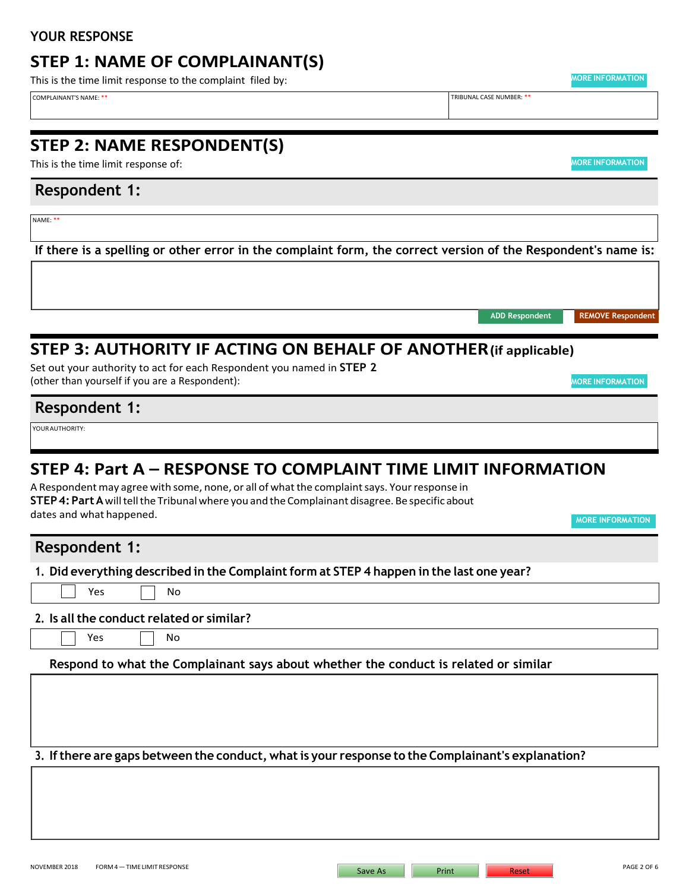YOUR RESPONSE

## STEP 1: NAME OF COMPLAINANT(S)

This is the time limit response to the complaint filed by:

MORE INFORMATION

| COMPLAINANT'S NAME: ** | TRIBUNAL CASE NUMBER: ** |
|---|---|
| | |

## STEP 2: NAME RESPONDENT(S)

This is the time limit response of:

MORE INFORMATION

### Respondent 1:

NAME: **

**If there is a spelling or other error in the complaint form, the correct version of the Respondent's name is:**

ADD Respondent | REMOVE Respondent

## STEP 3: AUTHORITY IF ACTING ON BEHALF OF ANOTHER (if applicable)

Set out your authority to act for each Respondent you named in **STEP 2** (other than yourself if you are a Respondent):

MORE INFORMATION

### Respondent 1:

YOUR AUTHORITY:

## STEP 4: Part A – RESPONSE TO COMPLAINT TIME LIMIT INFORMATION

A Respondent may agree with some, none, or all of what the complaint says. Your response in **STEP 4: Part A** will tell the Tribunal where you and the Complainant disagree. Be specific about dates and what happened.

MORE INFORMATION

### Respondent 1:

**1. Did everything described in the Complaint form at STEP 4 happen in the last one year?**

☐ Yes ☐ No

**2. Is all the conduct related or similar?**

☐ Yes ☐ No

**Respond to what the Complainant says about whether the conduct is related or similar**

**3. If there are gaps between the conduct, what is your response to the Complainant's explanation?**

NOVEMBER 2018 FORM 4 — TIME LIMIT RESPONSE

Save As | Print | Reset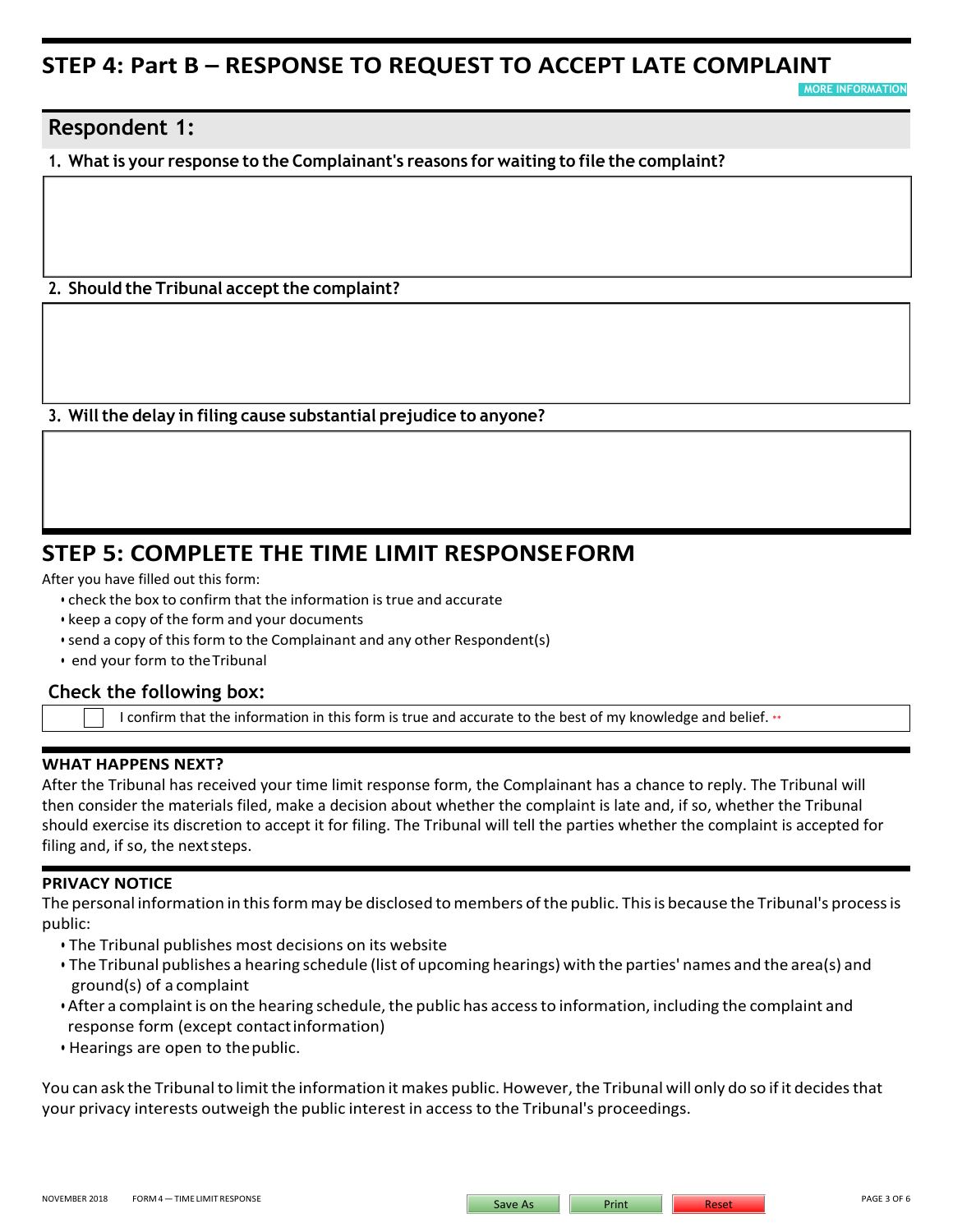## STEP 4: Part B – RESPONSE TO REQUEST TO ACCEPT LATE COMPLAINT

MORE INFORMATION

### Respondent 1:

1. **What is your response to the Complainant's reasons for waiting to file the complaint?**

2. **Should the Tribunal accept the complaint?**

3. **Will the delay in filing cause substantial prejudice to anyone?**

## STEP 5: COMPLETE THE TIME LIMIT RESPONSE FORM

After you have filled out this form:

- check the box to confirm that the information is true and accurate
- keep a copy of the form and your documents
- send a copy of this form to the Complainant and any other Respondent(s)
- end your form to the Tribunal

### Check the following box:

☐ I confirm that the information in this form is true and accurate to the best of my knowledge and belief. **

### WHAT HAPPENS NEXT?

After the Tribunal has received your time limit response form, the Complainant has a chance to reply. The Tribunal will then consider the materials filed, make a decision about whether the complaint is late and, if so, whether the Tribunal should exercise its discretion to accept it for filing. The Tribunal will tell the parties whether the complaint is accepted for filing and, if so, the next steps.

### PRIVACY NOTICE

The personal information in this form may be disclosed to members of the public. This is because the Tribunal's process is public:

- The Tribunal publishes most decisions on its website
- The Tribunal publishes a hearing schedule (list of upcoming hearings) with the parties' names and the area(s) and ground(s) of a complaint
- After a complaint is on the hearing schedule, the public has access to information, including the complaint and response form (except contact information)
- Hearings are open to the public.

You can ask the Tribunal to limit the information it makes public. However, the Tribunal will only do so if it decides that your privacy interests outweigh the public interest in access to the Tribunal's proceedings.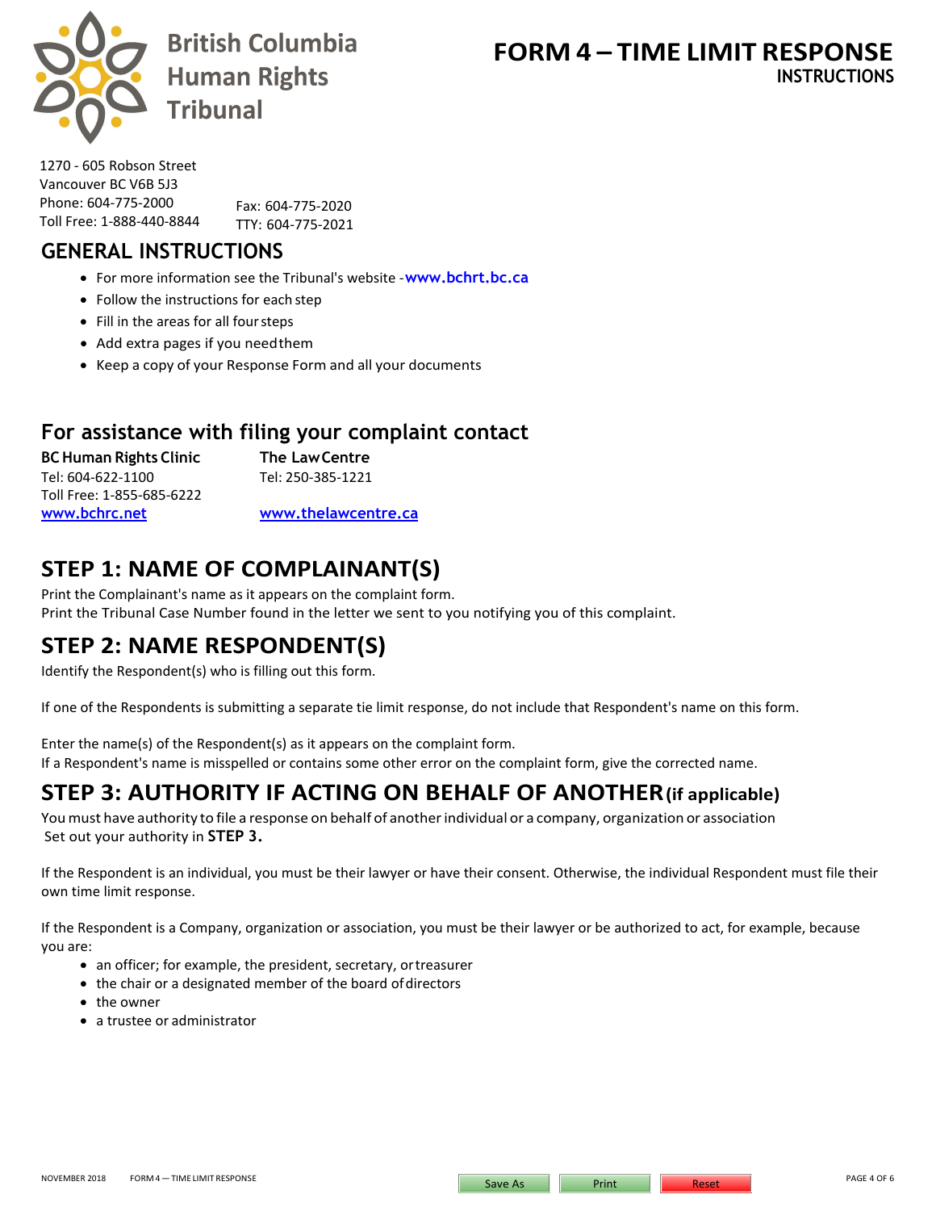British Columbia Human Rights Tribunal

# FORM 4 – TIME LIMIT RESPONSE

**INSTRUCTIONS**

1270 - 605 Robson Street
Vancouver BC V6B 5J3
Phone: 604-775-2000
Toll Free: 1-888-440-8844
Fax: 604-775-2020
TTY: 604-775-2021

## GENERAL INSTRUCTIONS

- For more information see the Tribunal's website - **www.bchrt.bc.ca**
- Follow the instructions for each step
- Fill in the areas for all four steps
- Add extra pages if you need them
- Keep a copy of your Response Form and all your documents

## For assistance with filing your complaint contact

**BC Human Rights Clinic**
Tel: 604-622-1100
Toll Free: 1-855-685-6222
www.bchrc.net

**The Law Centre**
Tel: 250-385-1221
www.thelawcentre.ca

## STEP 1: NAME OF COMPLAINANT(S)

Print the Complainant's name as it appears on the complaint form.
Print the Tribunal Case Number found in the letter we sent to you notifying you of this complaint.

## STEP 2: NAME RESPONDENT(S)

Identify the Respondent(s) who is filling out this form.

If one of the Respondents is submitting a separate tie limit response, do not include that Respondent's name on this form.

Enter the name(s) of the Respondent(s) as it appears on the complaint form.
If a Respondent's name is misspelled or contains some other error on the complaint form, give the corrected name.

## STEP 3: AUTHORITY IF ACTING ON BEHALF OF ANOTHER (if applicable)

You must have authority to file a response on behalf of another individual or a company, organization or association Set out your authority in **STEP 3.**

If the Respondent is an individual, you must be their lawyer or have their consent. Otherwise, the individual Respondent must file their own time limit response.

If the Respondent is a Company, organization or association, you must be their lawyer or be authorized to act, for example, because you are:

- an officer; for example, the president, secretary, or treasurer
- the chair or a designated member of the board of directors
- the owner
- a trustee or administrator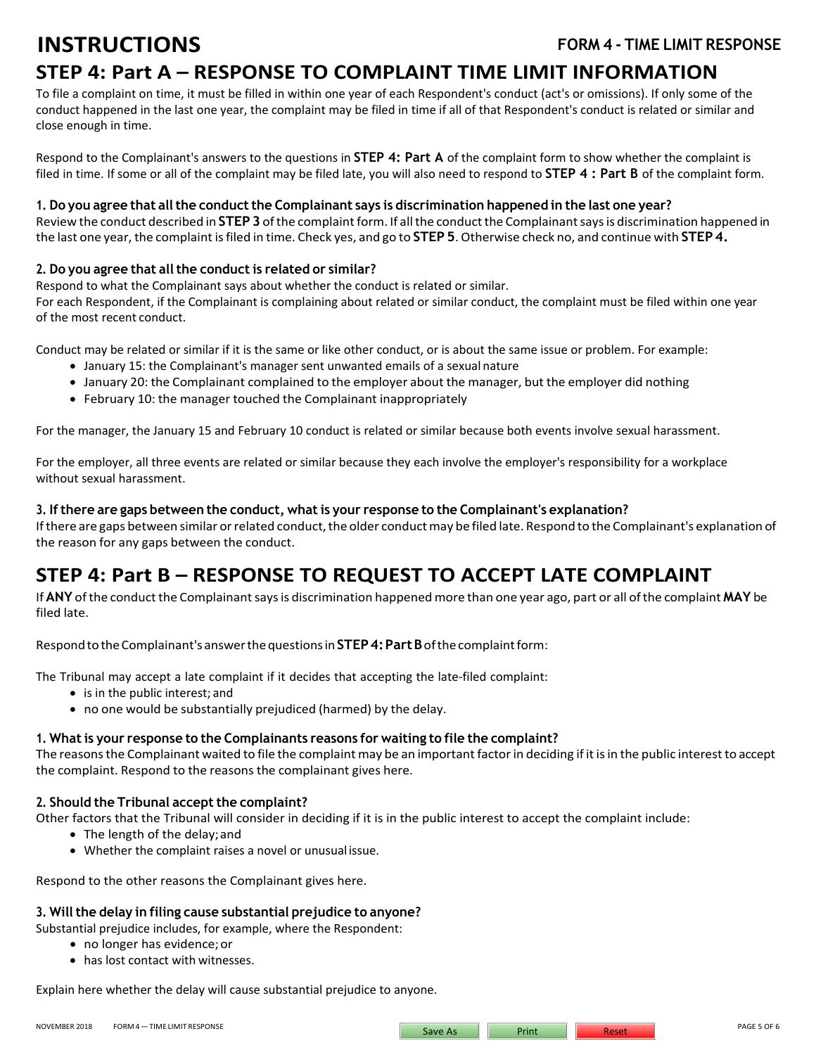# INSTRUCTIONS

**FORM 4 - TIME LIMIT RESPONSE**

## STEP 4: Part A – RESPONSE TO COMPLAINT TIME LIMIT INFORMATION

To file a complaint on time, it must be filled in within one year of each Respondent's conduct (act's or omissions). If only some of the conduct happened in the last one year, the complaint may be filed in time if all of that Respondent's conduct is related or similar and close enough in time.

Respond to the Complainant's answers to the questions in **STEP 4: Part A** of the complaint form to show whether the complaint is filed in time. If some or all of the complaint may be filed late, you will also need to respond to **STEP 4 : Part B** of the complaint form.

### 1. Do you agree that all the conduct the Complainant says is discrimination happened in the last one year?

Review the conduct described in **STEP 3** of the complaint form. If all the conduct the Complainant says is discrimination happened in the last one year, the complaint is filed in time. Check yes, and go to **STEP 5**. Otherwise check no, and continue with **STEP 4.**

### 2. Do you agree that all the conduct is related or similar?

Respond to what the Complainant says about whether the conduct is related or similar.
For each Respondent, if the Complainant is complaining about related or similar conduct, the complaint must be filed within one year of the most recent conduct.

Conduct may be related or similar if it is the same or like other conduct, or is about the same issue or problem. For example:

- January 15: the Complainant's manager sent unwanted emails of a sexual nature
- January 20: the Complainant complained to the employer about the manager, but the employer did nothing
- February 10: the manager touched the Complainant inappropriately

For the manager, the January 15 and February 10 conduct is related or similar because both events involve sexual harassment.

For the employer, all three events are related or similar because they each involve the employer's responsibility for a workplace without sexual harassment.

### 3. If there are gaps between the conduct, what is your response to the Complainant's explanation?

If there are gaps between similar or related conduct, the older conduct may be filed late. Respond to the Complainant's explanation of the reason for any gaps between the conduct.

## STEP 4: Part B – RESPONSE TO REQUEST TO ACCEPT LATE COMPLAINT

If **ANY** of the conduct the Complainant says is discrimination happened more than one year ago, part or all of the complaint **MAY** be filed late.

Respond to the Complainant's answer the questions in **STEP 4: Part B** of the complaint form:

The Tribunal may accept a late complaint if it decides that accepting the late-filed complaint:

- is in the public interest; and
- no one would be substantially prejudiced (harmed) by the delay.

### 1. What is your response to the Complainants reasons for waiting to file the complaint?

The reasons the Complainant waited to file the complaint may be an important factor in deciding if it is in the public interest to accept the complaint. Respond to the reasons the complainant gives here.

### 2. Should the Tribunal accept the complaint?

Other factors that the Tribunal will consider in deciding if it is in the public interest to accept the complaint include:

- The length of the delay; and
- Whether the complaint raises a novel or unusual issue.

Respond to the other reasons the Complainant gives here.

### 3. Will the delay in filing cause substantial prejudice to anyone?

Substantial prejudice includes, for example, where the Respondent:

- no longer has evidence; or
- has lost contact with witnesses.

Explain here whether the delay will cause substantial prejudice to anyone.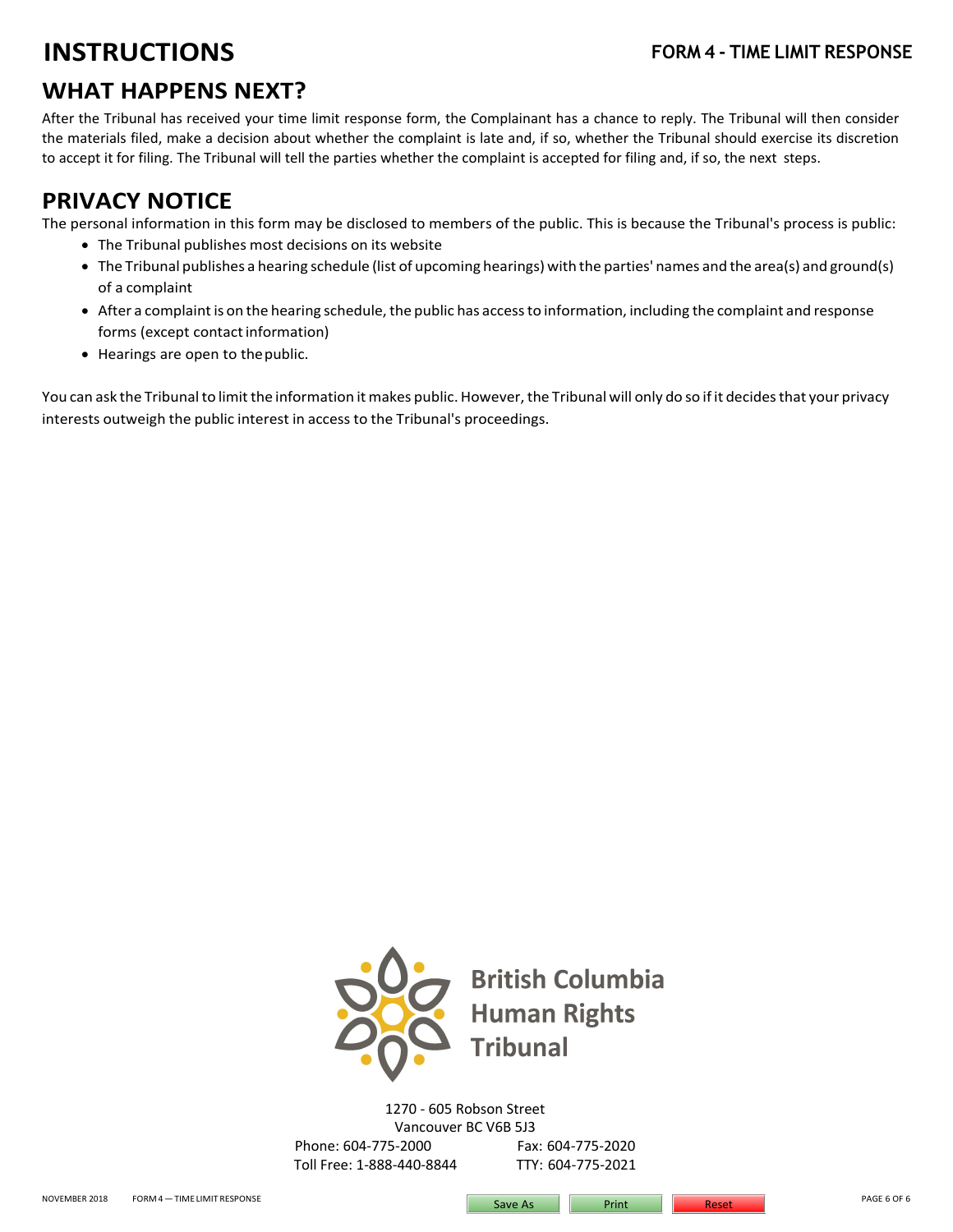# INSTRUCTIONS

**FORM 4 - TIME LIMIT RESPONSE**

## WHAT HAPPENS NEXT?

After the Tribunal has received your time limit response form, the Complainant has a chance to reply. The Tribunal will then consider the materials filed, make a decision about whether the complaint is late and, if so, whether the Tribunal should exercise its discretion to accept it for filing. The Tribunal will tell the parties whether the complaint is accepted for filing and, if so, the next steps.

## PRIVACY NOTICE

The personal information in this form may be disclosed to members of the public. This is because the Tribunal's process is public:

- The Tribunal publishes most decisions on its website
- The Tribunal publishes a hearing schedule (list of upcoming hearings) with the parties' names and the area(s) and ground(s) of a complaint
- After a complaint is on the hearing schedule, the public has access to information, including the complaint and response forms (except contact information)
- Hearings are open to the public.

You can ask the Tribunal to limit the information it makes public. However, the Tribunal will only do so if it decides that your privacy interests outweigh the public interest in access to the Tribunal's proceedings.

British Columbia Human Rights Tribunal

1270 - 605 Robson Street
Vancouver BC V6B 5J3
Phone: 604-775-2000 Fax: 604-775-2020
Toll Free: 1-888-440-8844 TTY: 604-775-2021